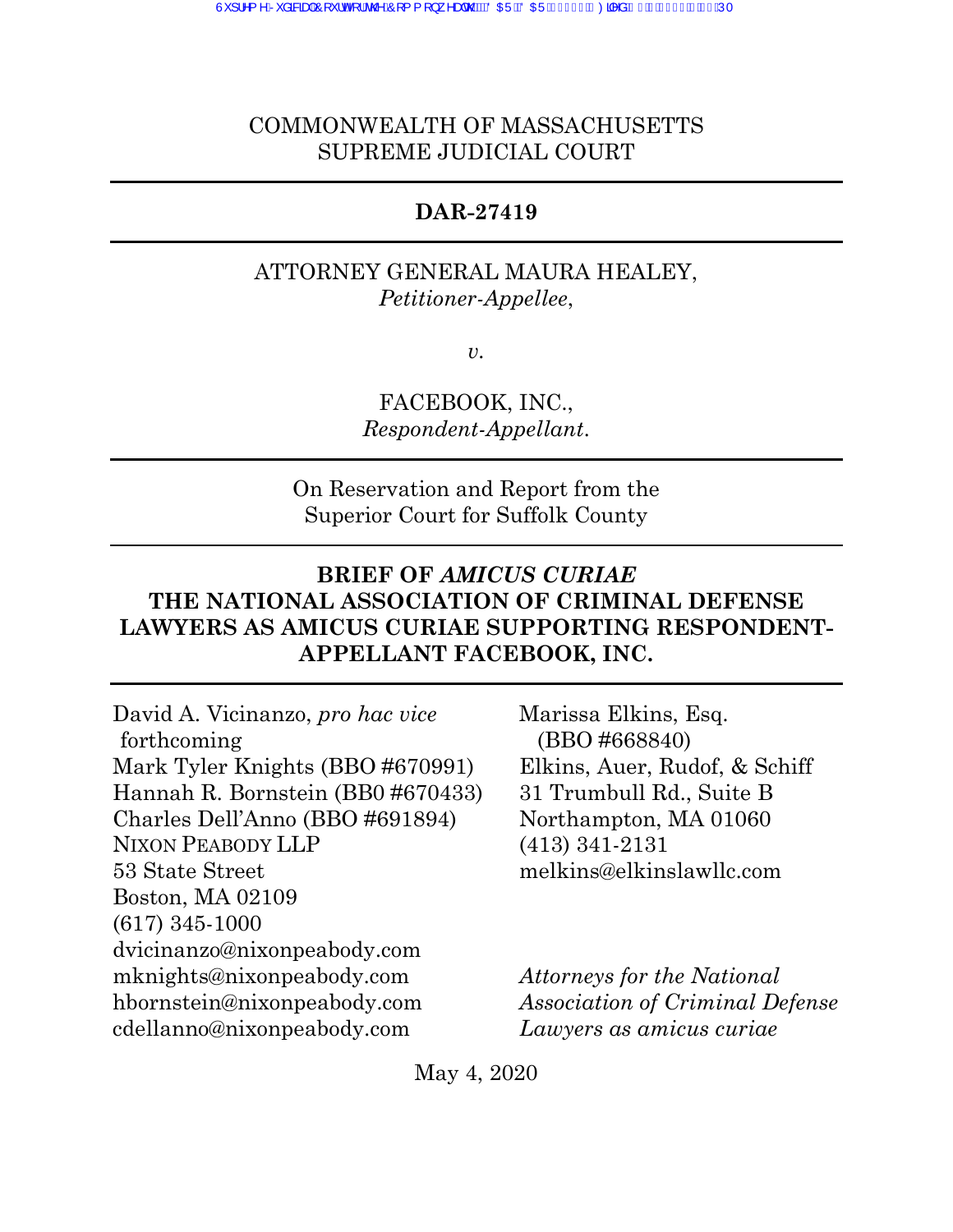COMMONWEALTH OF MASSACHUSETTS
SUPREME JUDICIAL COURT

---

**DAR-27419**

---

ATTORNEY GENERAL MAURA HEALEY,
*Petitioner-Appellee*,

*v.*

FACEBOOK, INC.,
*Respondent-Appellant*.

---

On Reservation and Report from the
Superior Court for Suffolk County

---

**BRIEF OF *AMICUS CURIAE* THE NATIONAL ASSOCIATION OF CRIMINAL DEFENSE LAWYERS AS AMICUS CURIAE SUPPORTING RESPONDENT-APPELLANT FACEBOOK, INC.**

---

David A. Vicinanzo, *pro hac vice* forthcoming
Mark Tyler Knights (BBO #670991)
Hannah R. Bornstein (BB0 #670433)
Charles Dell'Anno (BBO #691894)
NIXON PEABODY LLP
53 State Street
Boston, MA 02109
(617) 345-1000
dvicinanzo@nixonpeabody.com
mknights@nixonpeabody.com
hbornstein@nixonpeabody.com
cdellanno@nixonpeabody.com

Marissa Elkins, Esq.
(BBO #668840)
Elkins, Auer, Rudof, & Schiff
31 Trumbull Rd., Suite B
Northampton, MA 01060
(413) 341-2131
melkins@elkinslawllc.com

*Attorneys for the National Association of Criminal Defense Lawyers as amicus curiae*

May 4, 2020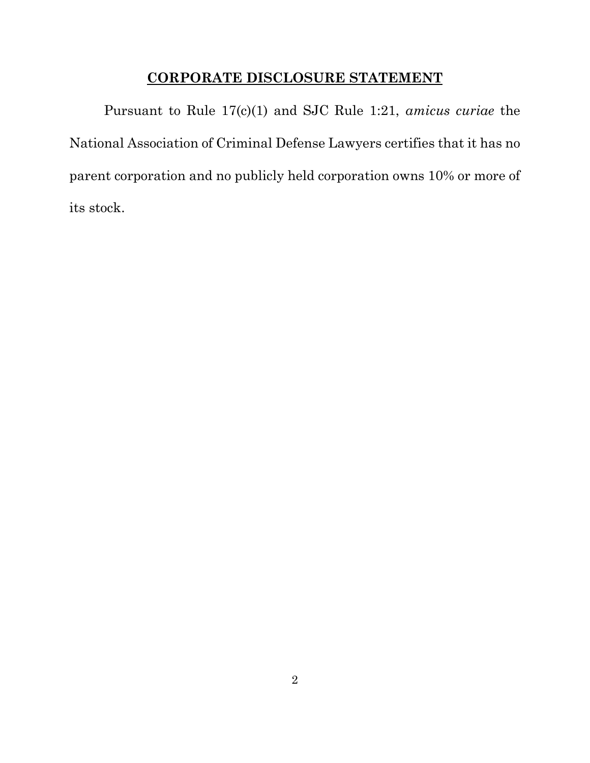## **CORPORATE DISCLOSURE STATEMENT**

Pursuant to Rule 17(c)(1) and SJC Rule 1:21, *amicus curiae* the National Association of Criminal Defense Lawyers certifies that it has no parent corporation and no publicly held corporation owns 10% or more of its stock.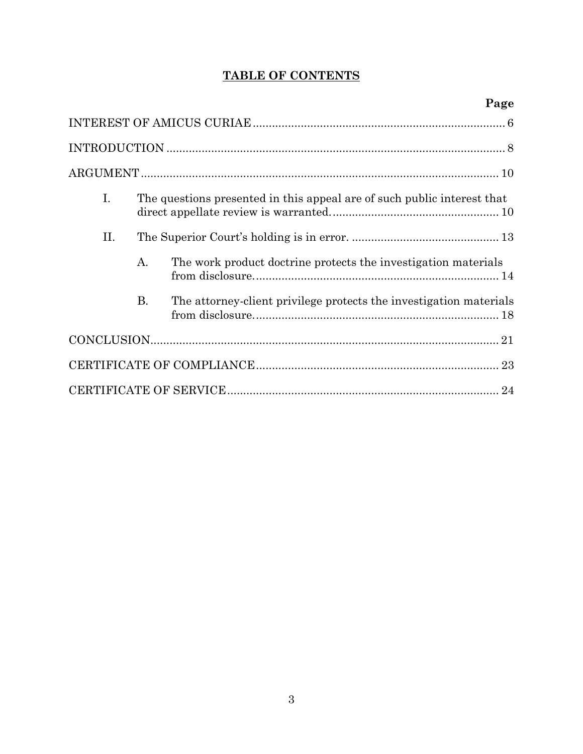# **TABLE OF CONTENTS**

| | Page |
|---|---|
| INTEREST OF AMICUS CURIAE | 6 |
| INTRODUCTION | 8 |
| ARGUMENT | 10 |
| I. The questions presented in this appeal are of such public interest that direct appellate review is warranted. | 10 |
| II. The Superior Court's holding is in error. | 13 |
| A. The work product doctrine protects the investigation materials from disclosure. | 14 |
| B. The attorney-client privilege protects the investigation materials from disclosure. | 18 |
| CONCLUSION | 21 |
| CERTIFICATE OF COMPLIANCE | 23 |
| CERTIFICATE OF SERVICE | 24 |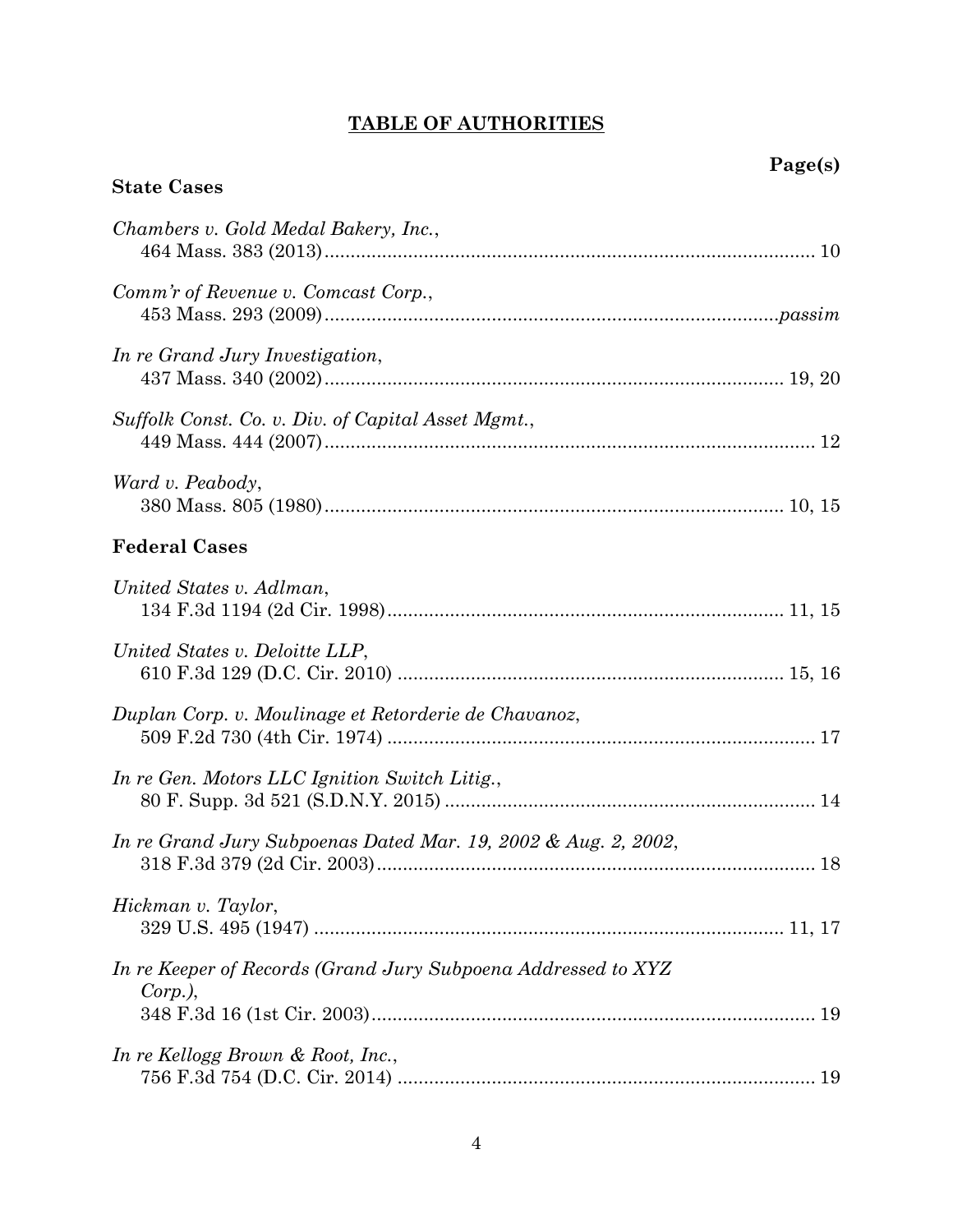# **TABLE OF AUTHORITIES**

**Page(s)**

### State Cases

*Chambers v. Gold Medal Bakery, Inc.*,
464 Mass. 383 (2013) .......... 10

*Comm'r of Revenue v. Comcast Corp.*,
453 Mass. 293 (2009) .......... *passim*

*In re Grand Jury Investigation*,
437 Mass. 340 (2002) .......... 19, 20

*Suffolk Const. Co. v. Div. of Capital Asset Mgmt.*,
449 Mass. 444 (2007) .......... 12

*Ward v. Peabody*,
380 Mass. 805 (1980) .......... 10, 15

### Federal Cases

*United States v. Adlman*,
134 F.3d 1194 (2d Cir. 1998) .......... 11, 15

*United States v. Deloitte LLP*,
610 F.3d 129 (D.C. Cir. 2010) .......... 15, 16

*Duplan Corp. v. Moulinage et Retorderie de Chavanoz*,
509 F.2d 730 (4th Cir. 1974) .......... 17

*In re Gen. Motors LLC Ignition Switch Litig.*,
80 F. Supp. 3d 521 (S.D.N.Y. 2015) .......... 14

*In re Grand Jury Subpoenas Dated Mar. 19, 2002 & Aug. 2, 2002*,
318 F.3d 379 (2d Cir. 2003) .......... 18

*Hickman v. Taylor*,
329 U.S. 495 (1947) .......... 11, 17

*In re Keeper of Records (Grand Jury Subpoena Addressed to XYZ Corp.)*,
348 F.3d 16 (1st Cir. 2003) .......... 19

*In re Kellogg Brown & Root, Inc.*,
756 F.3d 754 (D.C. Cir. 2014) .......... 19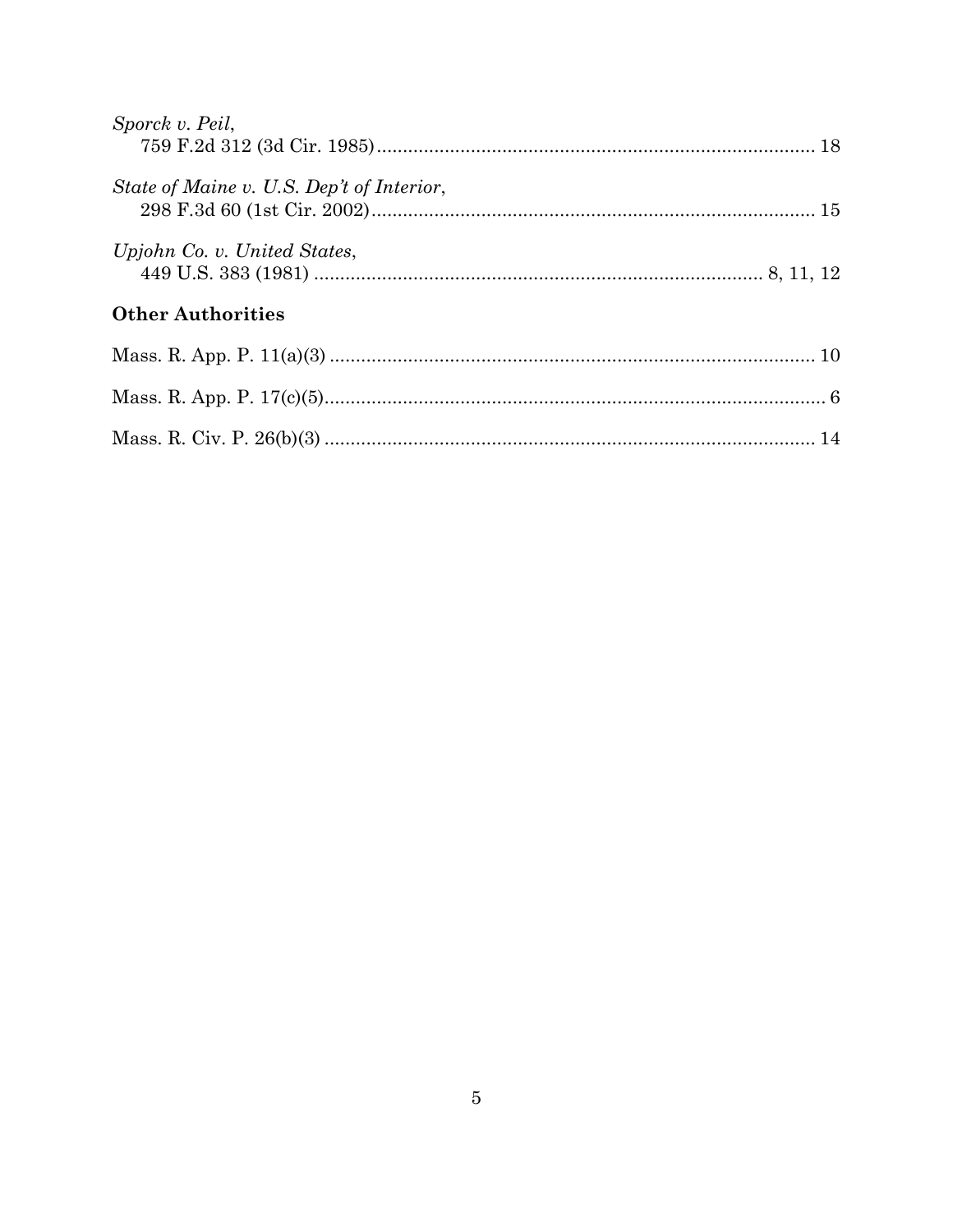*Sporck v. Peil*,
759 F.2d 312 (3d Cir. 1985) .................................................................................... 18

*State of Maine v. U.S. Dep't of Interior*,
298 F.3d 60 (1st Cir. 2002) .................................................................................... 15

*Upjohn Co. v. United States*,
449 U.S. 383 (1981) ..................................................................................... 8, 11, 12

**Other Authorities**

Mass. R. App. P. 11(a)(3) ............................................................................................ 10

Mass. R. App. P. 17(c)(5) .............................................................................................. 6

Mass. R. Civ. P. 26(b)(3) ............................................................................................. 14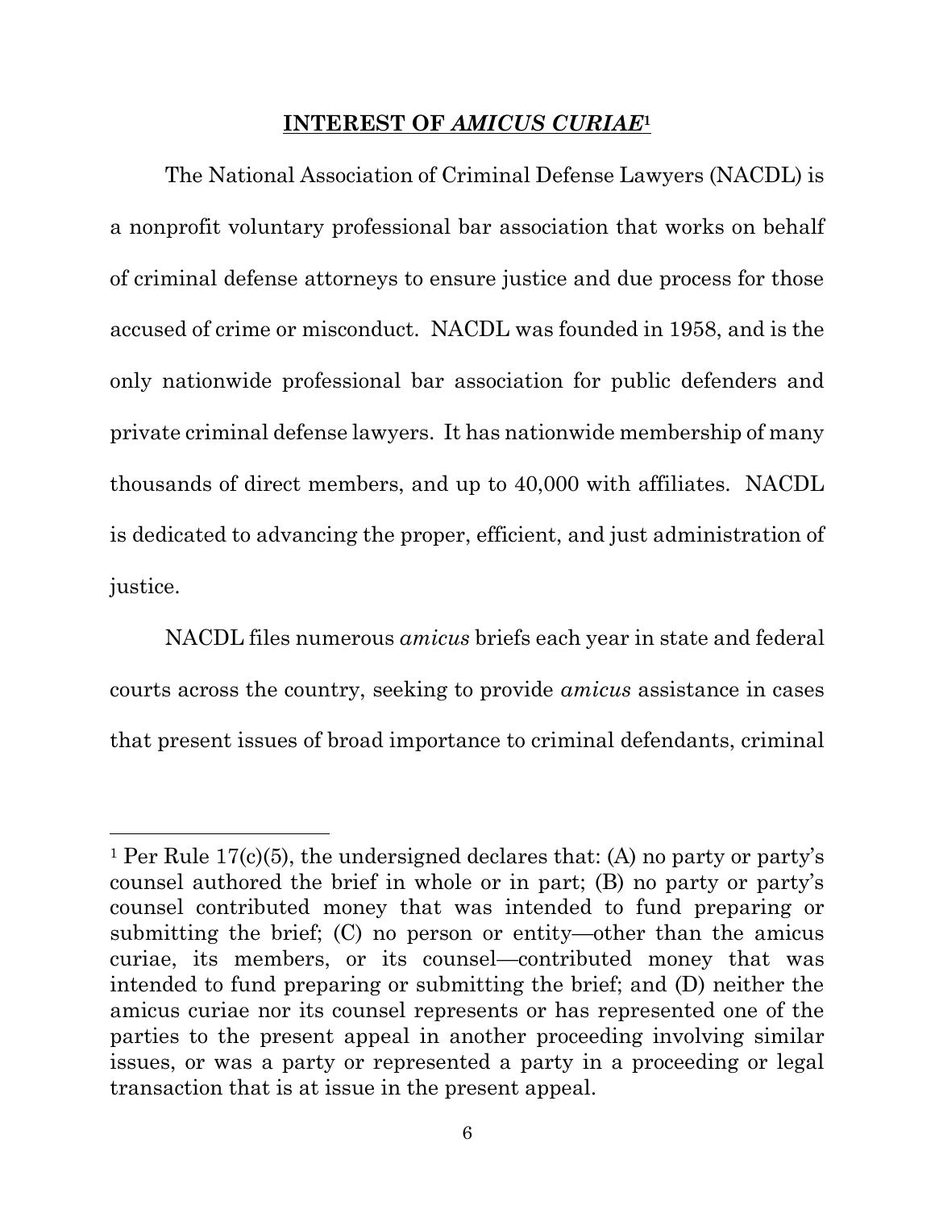## **INTEREST OF *AMICUS CURIAE*[1]**

The National Association of Criminal Defense Lawyers (NACDL) is a nonprofit voluntary professional bar association that works on behalf of criminal defense attorneys to ensure justice and due process for those accused of crime or misconduct. NACDL was founded in 1958, and is the only nationwide professional bar association for public defenders and private criminal defense lawyers. It has nationwide membership of many thousands of direct members, and up to 40,000 with affiliates. NACDL is dedicated to advancing the proper, efficient, and just administration of justice.

NACDL files numerous *amicus* briefs each year in state and federal courts across the country, seeking to provide *amicus* assistance in cases that present issues of broad importance to criminal defendants, criminal

---

[1] Per Rule 17(c)(5), the undersigned declares that: (A) no party or party's counsel authored the brief in whole or in part; (B) no party or party's counsel contributed money that was intended to fund preparing or submitting the brief; (C) no person or entity—other than the amicus curiae, its members, or its counsel—contributed money that was intended to fund preparing or submitting the brief; and (D) neither the amicus curiae nor its counsel represents or has represented one of the parties to the present appeal in another proceeding involving similar issues, or was a party or represented a party in a proceeding or legal transaction that is at issue in the present appeal.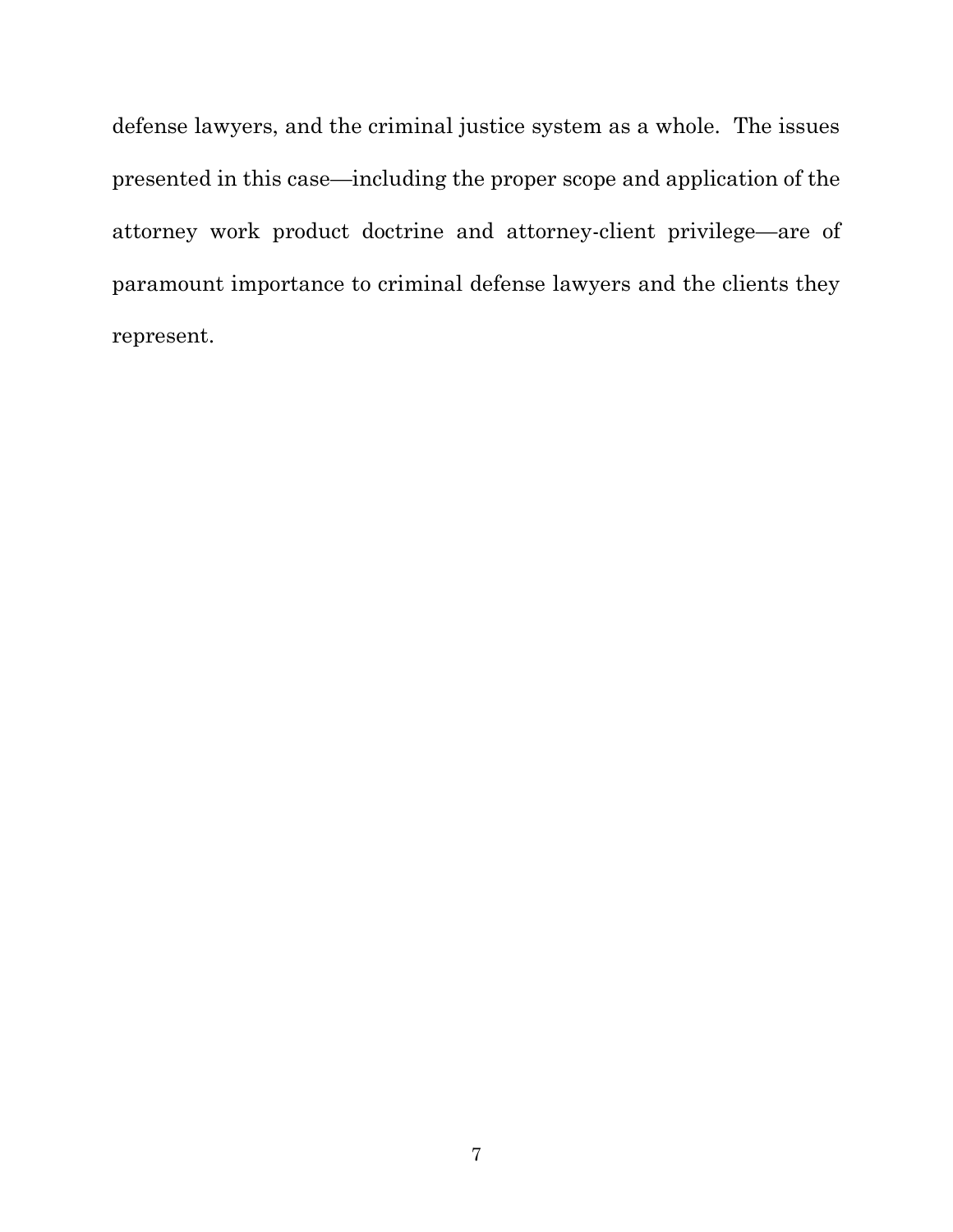defense lawyers, and the criminal justice system as a whole. The issues presented in this case—including the proper scope and application of the attorney work product doctrine and attorney-client privilege—are of paramount importance to criminal defense lawyers and the clients they represent.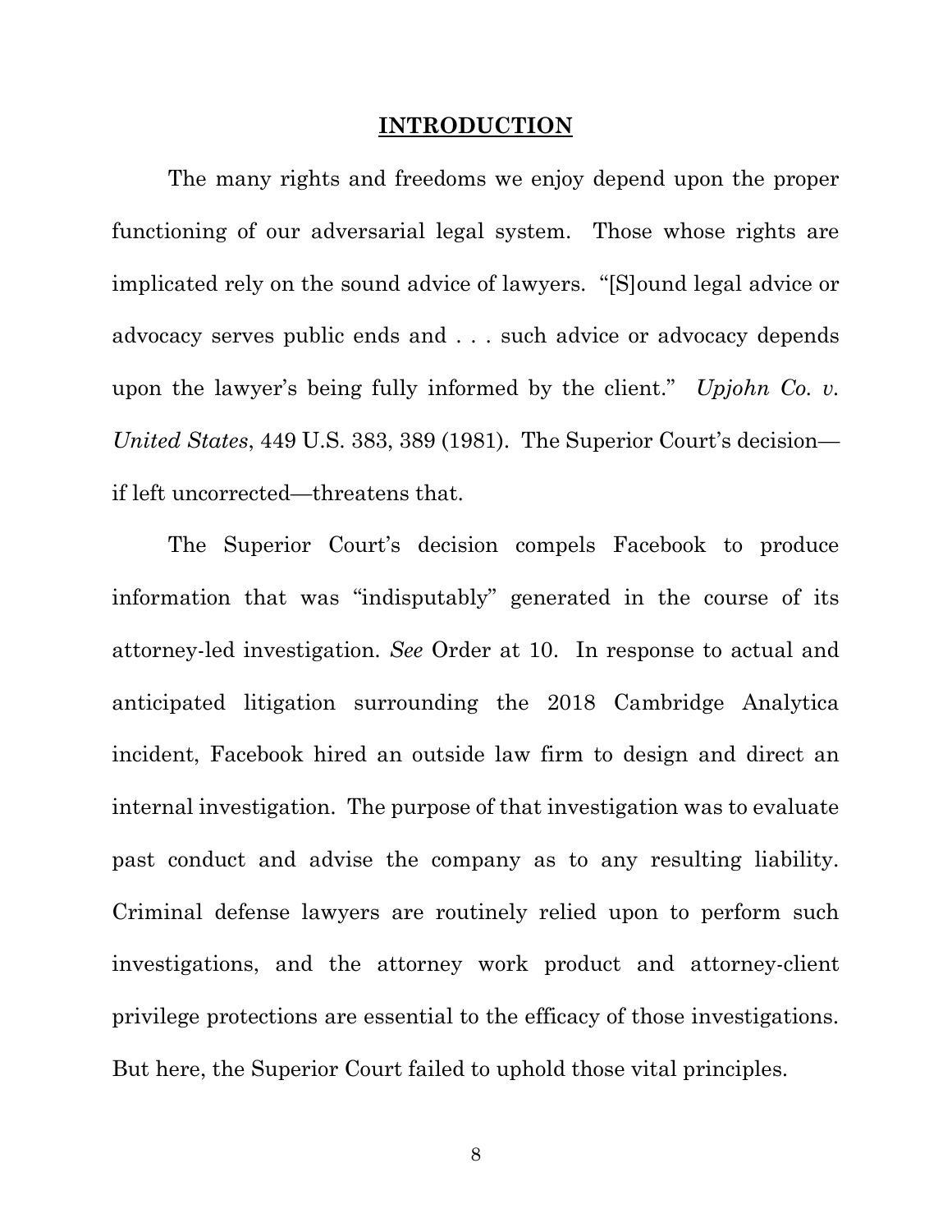## INTRODUCTION

The many rights and freedoms we enjoy depend upon the proper functioning of our adversarial legal system. Those whose rights are implicated rely on the sound advice of lawyers. "[S]ound legal advice or advocacy serves public ends and . . . such advice or advocacy depends upon the lawyer's being fully informed by the client." *Upjohn Co. v. United States*, 449 U.S. 383, 389 (1981). The Superior Court's decision—if left uncorrected—threatens that.

The Superior Court's decision compels Facebook to produce information that was "indisputably" generated in the course of its attorney-led investigation. *See* Order at 10. In response to actual and anticipated litigation surrounding the 2018 Cambridge Analytica incident, Facebook hired an outside law firm to design and direct an internal investigation. The purpose of that investigation was to evaluate past conduct and advise the company as to any resulting liability. Criminal defense lawyers are routinely relied upon to perform such investigations, and the attorney work product and attorney-client privilege protections are essential to the efficacy of those investigations. But here, the Superior Court failed to uphold those vital principles.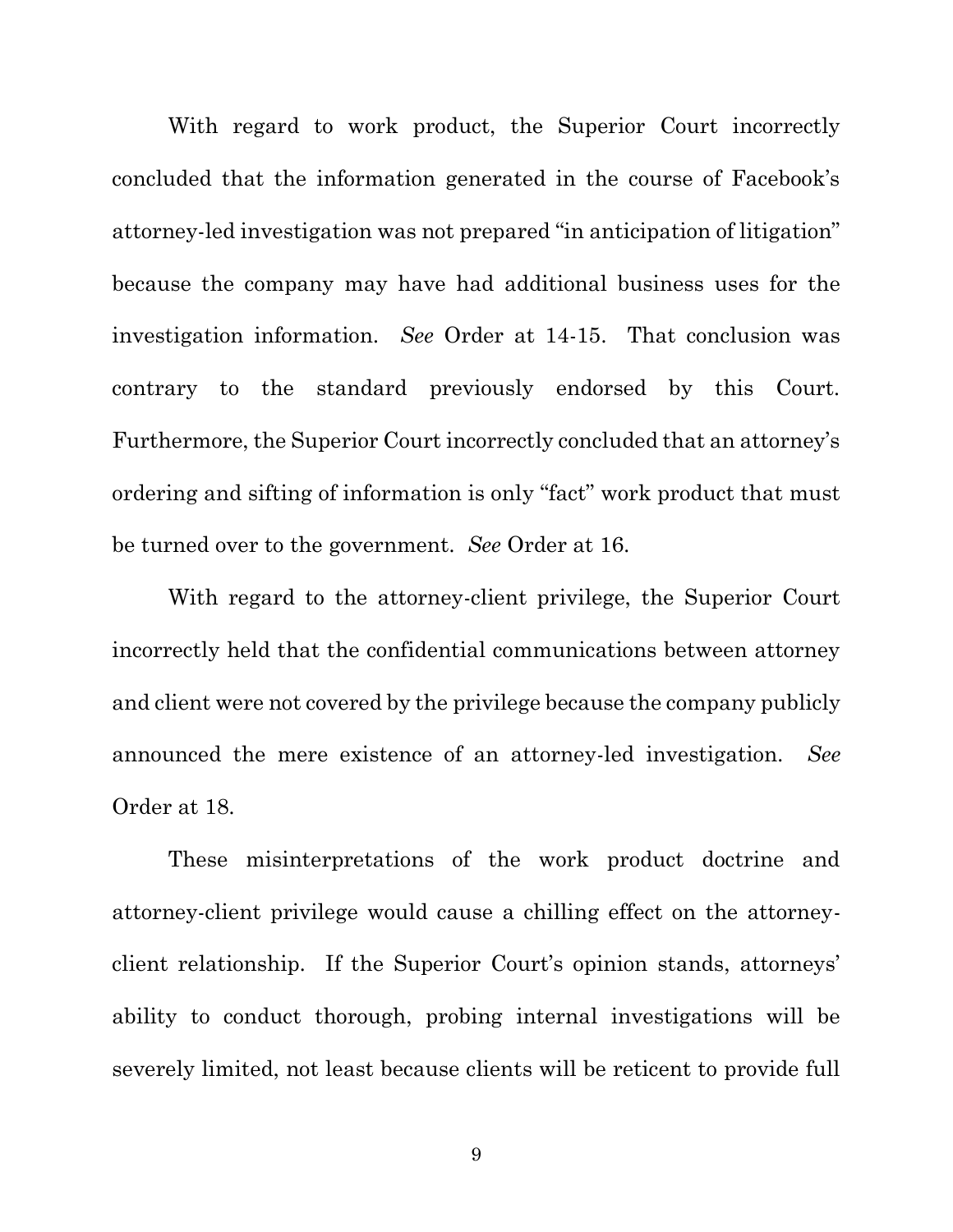With regard to work product, the Superior Court incorrectly concluded that the information generated in the course of Facebook's attorney-led investigation was not prepared "in anticipation of litigation" because the company may have had additional business uses for the investigation information. *See* Order at 14-15. That conclusion was contrary to the standard previously endorsed by this Court. Furthermore, the Superior Court incorrectly concluded that an attorney's ordering and sifting of information is only "fact" work product that must be turned over to the government. *See* Order at 16.

With regard to the attorney-client privilege, the Superior Court incorrectly held that the confidential communications between attorney and client were not covered by the privilege because the company publicly announced the mere existence of an attorney-led investigation. *See* Order at 18.

These misinterpretations of the work product doctrine and attorney-client privilege would cause a chilling effect on the attorney-client relationship. If the Superior Court's opinion stands, attorneys' ability to conduct thorough, probing internal investigations will be severely limited, not least because clients will be reticent to provide full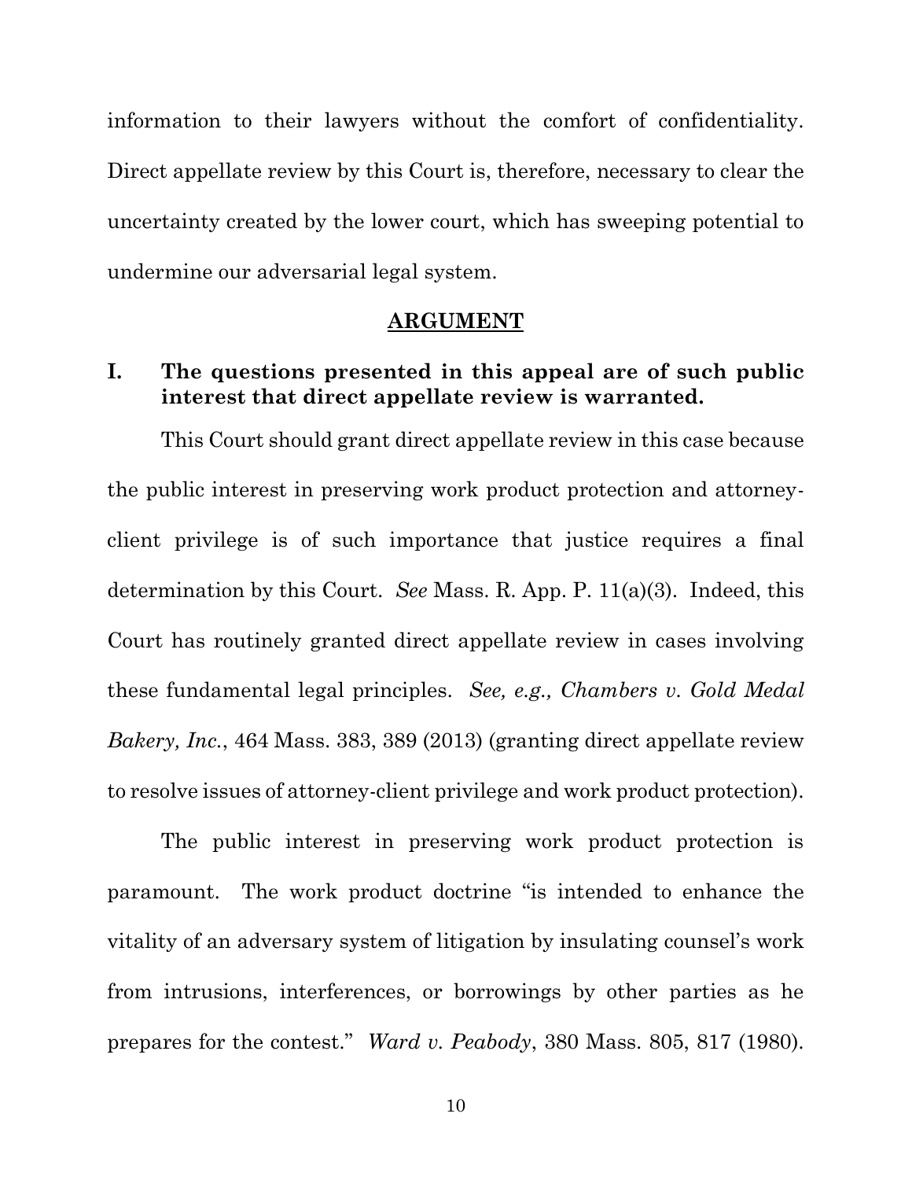information to their lawyers without the comfort of confidentiality. Direct appellate review by this Court is, therefore, necessary to clear the uncertainty created by the lower court, which has sweeping potential to undermine our adversarial legal system.

## ARGUMENT

### I. The questions presented in this appeal are of such public interest that direct appellate review is warranted.

This Court should grant direct appellate review in this case because the public interest in preserving work product protection and attorney-client privilege is of such importance that justice requires a final determination by this Court. *See* Mass. R. App. P. 11(a)(3). Indeed, this Court has routinely granted direct appellate review in cases involving these fundamental legal principles. *See, e.g., Chambers v. Gold Medal Bakery, Inc.*, 464 Mass. 383, 389 (2013) (granting direct appellate review to resolve issues of attorney-client privilege and work product protection).

The public interest in preserving work product protection is paramount. The work product doctrine "is intended to enhance the vitality of an adversary system of litigation by insulating counsel's work from intrusions, interferences, or borrowings by other parties as he prepares for the contest." *Ward v. Peabody*, 380 Mass. 805, 817 (1980).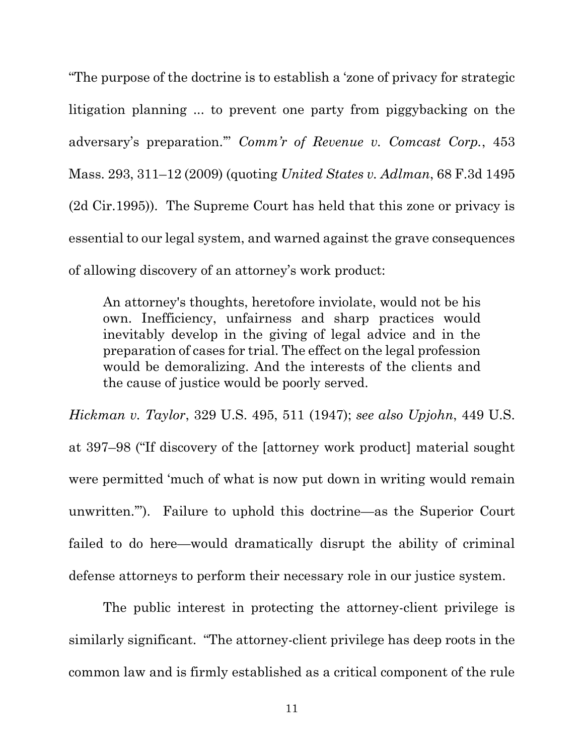"The purpose of the doctrine is to establish a 'zone of privacy for strategic litigation planning ... to prevent one party from piggybacking on the adversary's preparation.'" *Comm'r of Revenue v. Comcast Corp.*, 453 Mass. 293, 311–12 (2009) (quoting *United States v. Adlman*, 68 F.3d 1495 (2d Cir.1995)). The Supreme Court has held that this zone or privacy is essential to our legal system, and warned against the grave consequences of allowing discovery of an attorney's work product:

> An attorney's thoughts, heretofore inviolate, would not be his own. Inefficiency, unfairness and sharp practices would inevitably develop in the giving of legal advice and in the preparation of cases for trial. The effect on the legal profession would be demoralizing. And the interests of the clients and the cause of justice would be poorly served.

*Hickman v. Taylor*, 329 U.S. 495, 511 (1947); *see also Upjohn*, 449 U.S. at 397–98 ("If discovery of the [attorney work product] material sought were permitted 'much of what is now put down in writing would remain unwritten.'"). Failure to uphold this doctrine—as the Superior Court failed to do here—would dramatically disrupt the ability of criminal defense attorneys to perform their necessary role in our justice system.

The public interest in protecting the attorney-client privilege is similarly significant. "The attorney-client privilege has deep roots in the common law and is firmly established as a critical component of the rule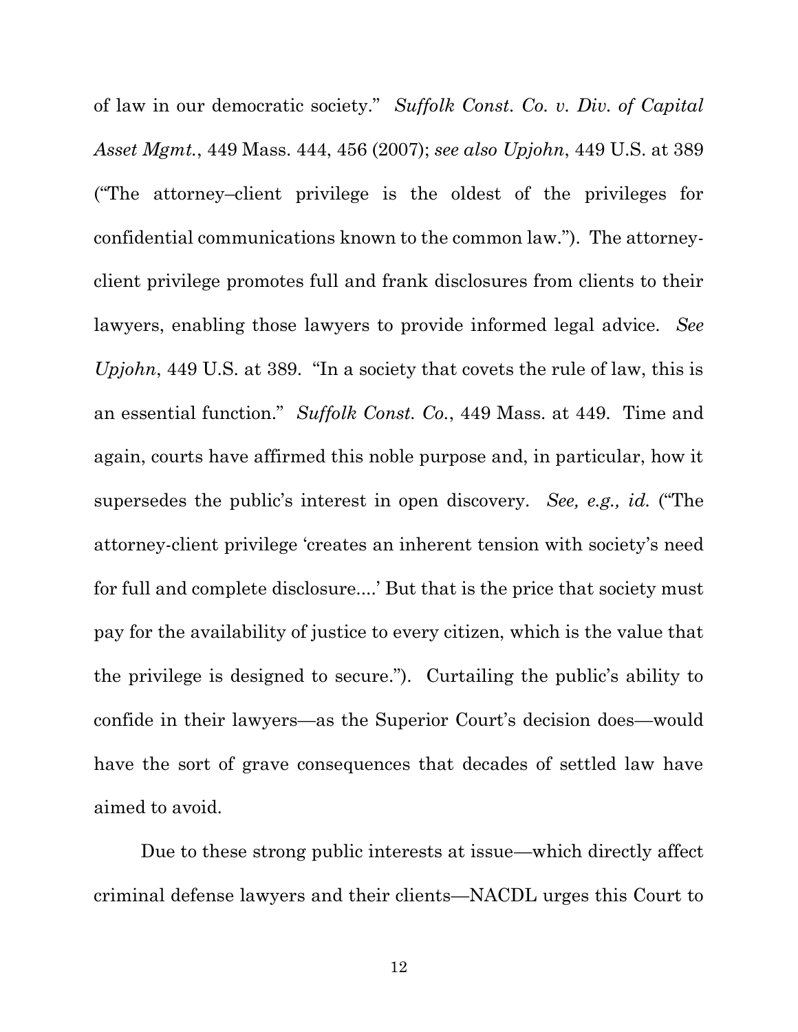of law in our democratic society." *Suffolk Const. Co. v. Div. of Capital Asset Mgmt.*, 449 Mass. 444, 456 (2007); *see also Upjohn*, 449 U.S. at 389 ("The attorney–client privilege is the oldest of the privileges for confidential communications known to the common law."). The attorney-client privilege promotes full and frank disclosures from clients to their lawyers, enabling those lawyers to provide informed legal advice. *See Upjohn*, 449 U.S. at 389. "In a society that covets the rule of law, this is an essential function." *Suffolk Const. Co.*, 449 Mass. at 449. Time and again, courts have affirmed this noble purpose and, in particular, how it supersedes the public's interest in open discovery. *See, e.g., id.* ("The attorney-client privilege 'creates an inherent tension with society's need for full and complete disclosure....' But that is the price that society must pay for the availability of justice to every citizen, which is the value that the privilege is designed to secure."). Curtailing the public's ability to confide in their lawyers—as the Superior Court's decision does—would have the sort of grave consequences that decades of settled law have aimed to avoid.

Due to these strong public interests at issue—which directly affect criminal defense lawyers and their clients—NACDL urges this Court to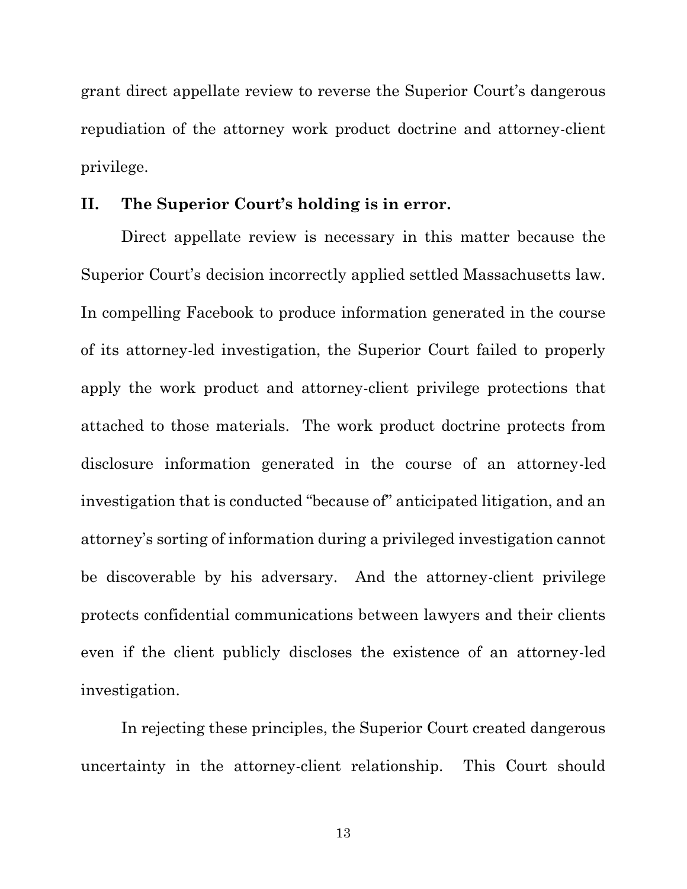grant direct appellate review to reverse the Superior Court's dangerous repudiation of the attorney work product doctrine and attorney-client privilege.

## II. The Superior Court's holding is in error.

Direct appellate review is necessary in this matter because the Superior Court's decision incorrectly applied settled Massachusetts law. In compelling Facebook to produce information generated in the course of its attorney-led investigation, the Superior Court failed to properly apply the work product and attorney-client privilege protections that attached to those materials. The work product doctrine protects from disclosure information generated in the course of an attorney-led investigation that is conducted "because of" anticipated litigation, and an attorney's sorting of information during a privileged investigation cannot be discoverable by his adversary. And the attorney-client privilege protects confidential communications between lawyers and their clients even if the client publicly discloses the existence of an attorney-led investigation.

In rejecting these principles, the Superior Court created dangerous uncertainty in the attorney-client relationship. This Court should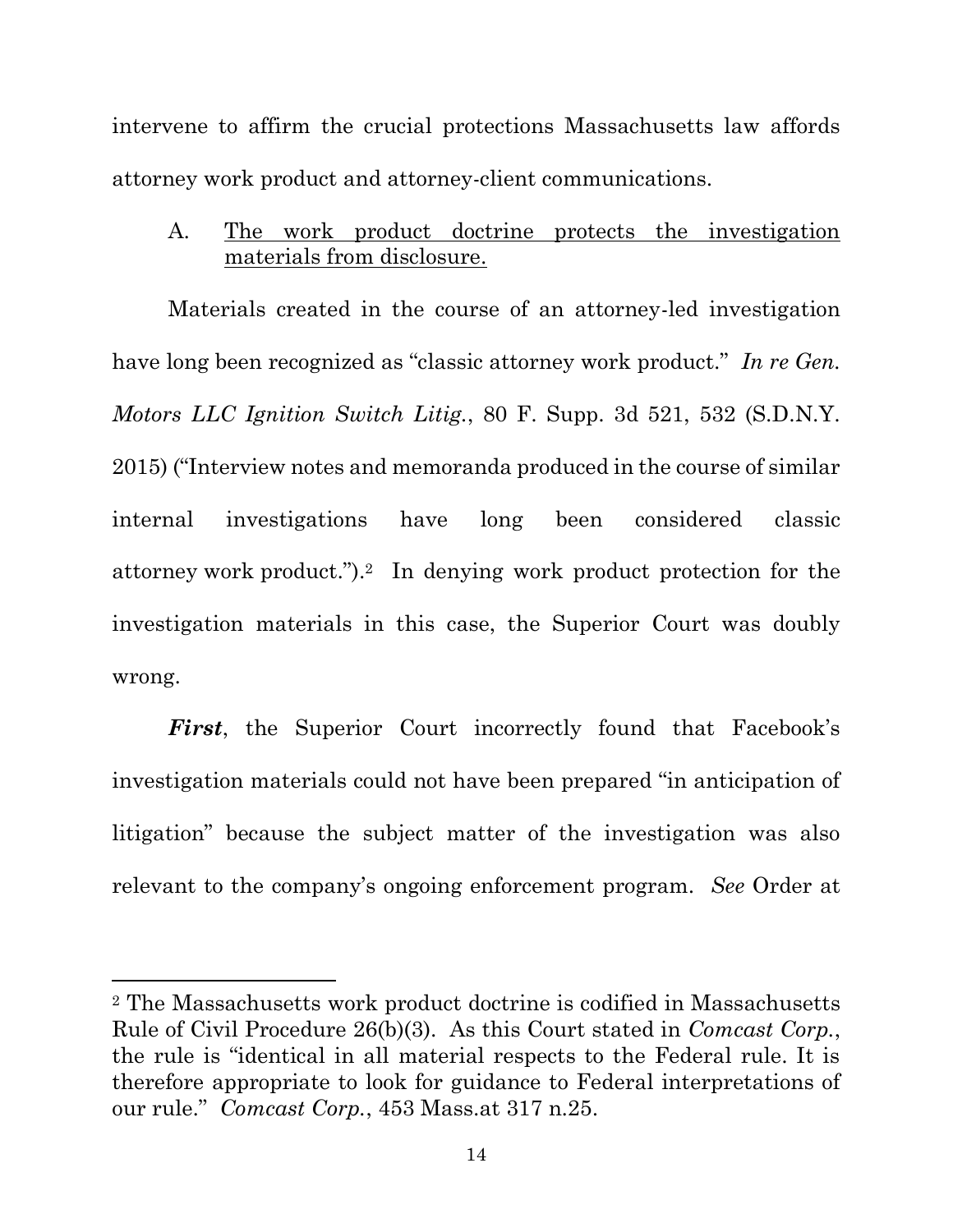intervene to affirm the crucial protections Massachusetts law affords attorney work product and attorney-client communications.

A. <u>The work product doctrine protects the investigation materials from disclosure.</u>

Materials created in the course of an attorney-led investigation have long been recognized as "classic attorney work product." *In re Gen. Motors LLC Ignition Switch Litig.*, 80 F. Supp. 3d 521, 532 (S.D.N.Y. 2015) ("Interview notes and memoranda produced in the course of similar internal investigations have long been considered classic attorney work product.").[2] In denying work product protection for the investigation materials in this case, the Superior Court was doubly wrong.

***First***, the Superior Court incorrectly found that Facebook's investigation materials could not have been prepared "in anticipation of litigation" because the subject matter of the investigation was also relevant to the company's ongoing enforcement program. *See* Order at

[2] The Massachusetts work product doctrine is codified in Massachusetts Rule of Civil Procedure 26(b)(3). As this Court stated in *Comcast Corp.*, the rule is "identical in all material respects to the Federal rule. It is therefore appropriate to look for guidance to Federal interpretations of our rule." *Comcast Corp.*, 453 Mass.at 317 n.25.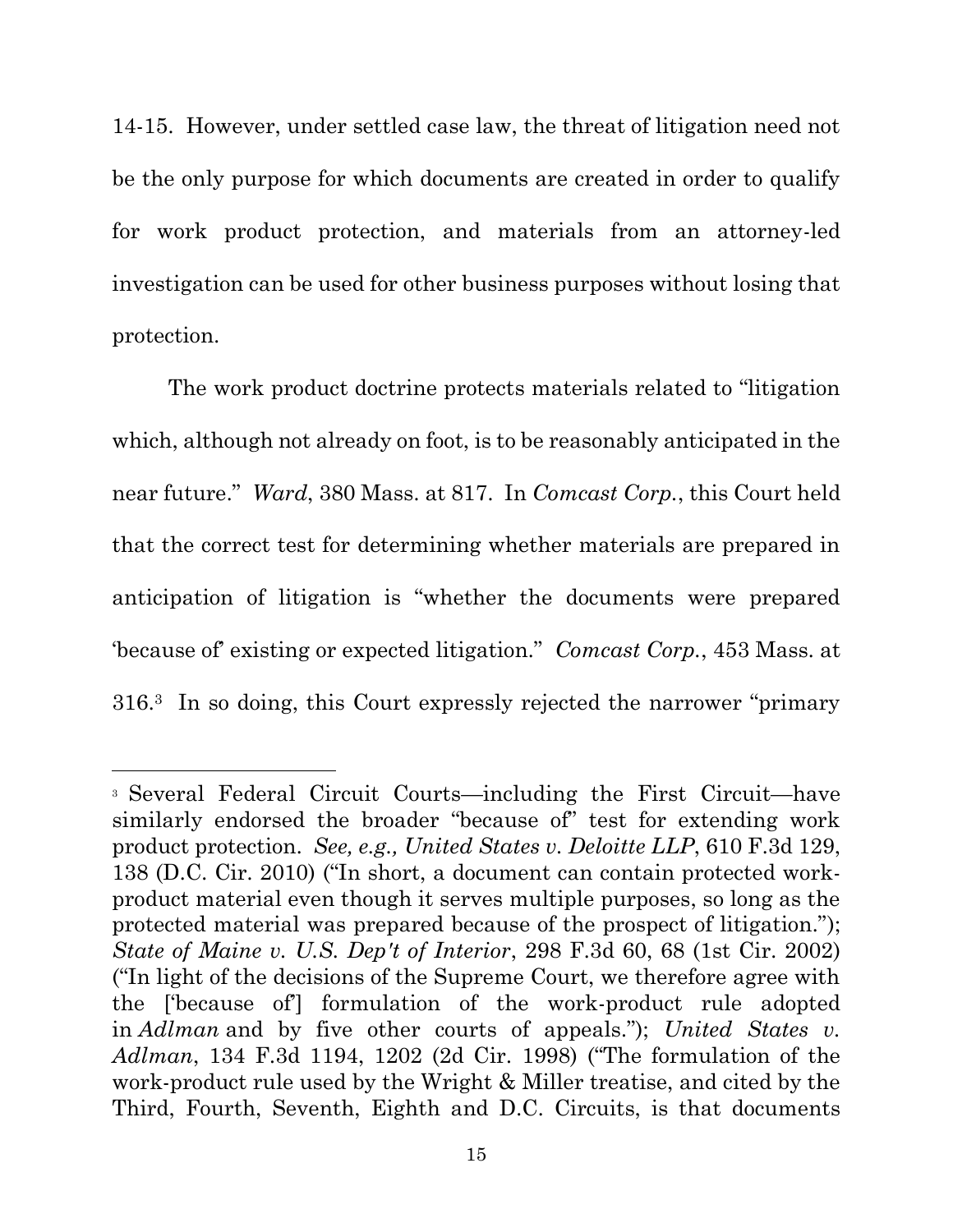14-15. However, under settled case law, the threat of litigation need not be the only purpose for which documents are created in order to qualify for work product protection, and materials from an attorney-led investigation can be used for other business purposes without losing that protection.

The work product doctrine protects materials related to "litigation which, although not already on foot, is to be reasonably anticipated in the near future." *Ward*, 380 Mass. at 817. In *Comcast Corp.*, this Court held that the correct test for determining whether materials are prepared in anticipation of litigation is "whether the documents were prepared 'because of' existing or expected litigation." *Comcast Corp.*, 453 Mass. at 316.[3] In so doing, this Court expressly rejected the narrower "primary

---

[3] Several Federal Circuit Courts—including the First Circuit—have similarly endorsed the broader "because of" test for extending work product protection. *See, e.g., United States v. Deloitte LLP*, 610 F.3d 129, 138 (D.C. Cir. 2010) ("In short, a document can contain protected work-product material even though it serves multiple purposes, so long as the protected material was prepared because of the prospect of litigation."); *State of Maine v. U.S. Dep't of Interior*, 298 F.3d 60, 68 (1st Cir. 2002) ("In light of the decisions of the Supreme Court, we therefore agree with the ['because of'] formulation of the work-product rule adopted in *Adlman* and by five other courts of appeals."); *United States v. Adlman*, 134 F.3d 1194, 1202 (2d Cir. 1998) ("The formulation of the work-product rule used by the Wright & Miller treatise, and cited by the Third, Fourth, Seventh, Eighth and D.C. Circuits, is that documents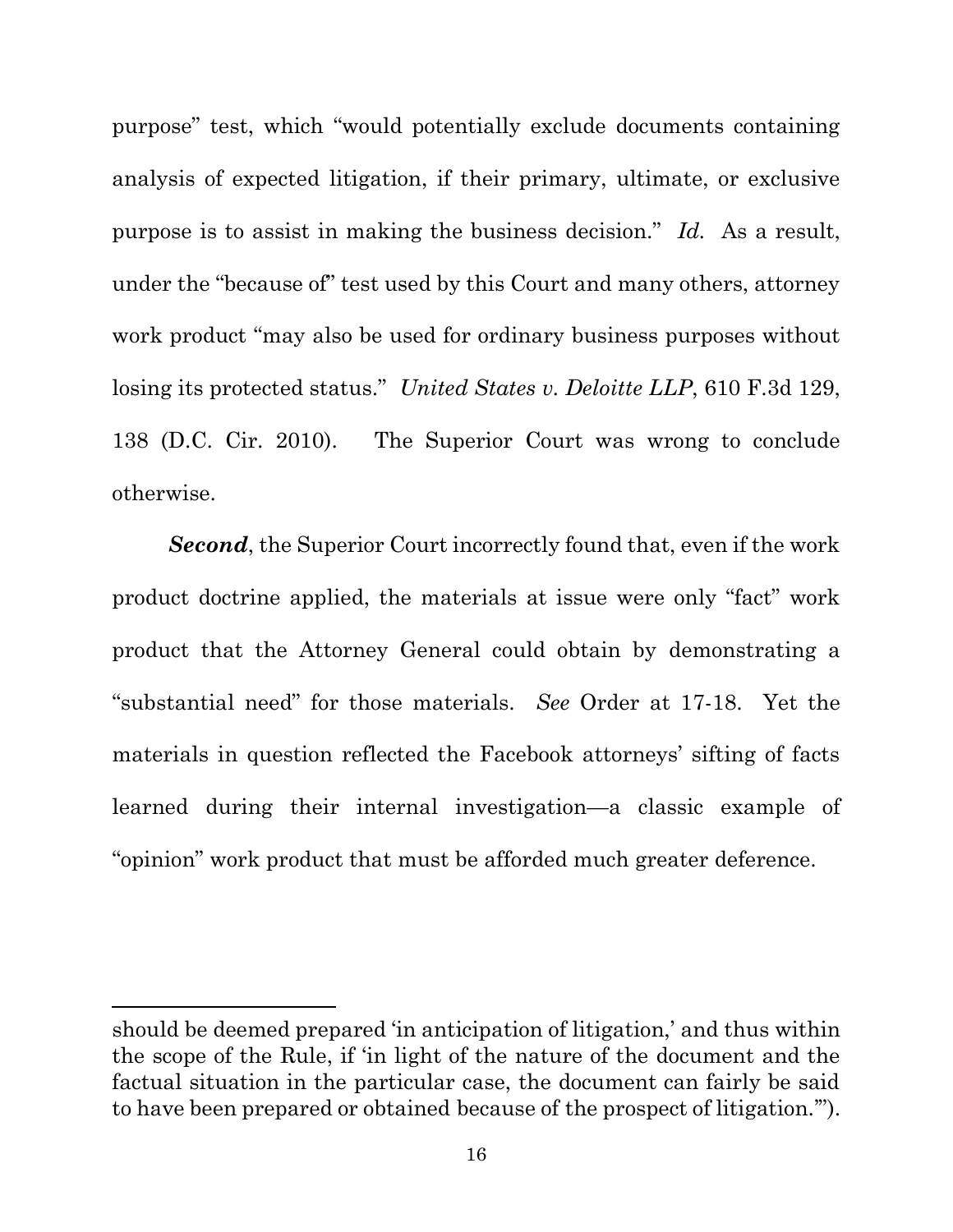purpose" test, which "would potentially exclude documents containing analysis of expected litigation, if their primary, ultimate, or exclusive purpose is to assist in making the business decision." *Id.* As a result, under the "because of" test used by this Court and many others, attorney work product "may also be used for ordinary business purposes without losing its protected status." *United States v. Deloitte LLP*, 610 F.3d 129, 138 (D.C. Cir. 2010). The Superior Court was wrong to conclude otherwise.

***Second***, the Superior Court incorrectly found that, even if the work product doctrine applied, the materials at issue were only "fact" work product that the Attorney General could obtain by demonstrating a "substantial need" for those materials. *See* Order at 17-18. Yet the materials in question reflected the Facebook attorneys' sifting of facts learned during their internal investigation—a classic example of "opinion" work product that must be afforded much greater deference.

---

should be deemed prepared 'in anticipation of litigation,' and thus within the scope of the Rule, if 'in light of the nature of the document and the factual situation in the particular case, the document can fairly be said to have been prepared or obtained because of the prospect of litigation.'").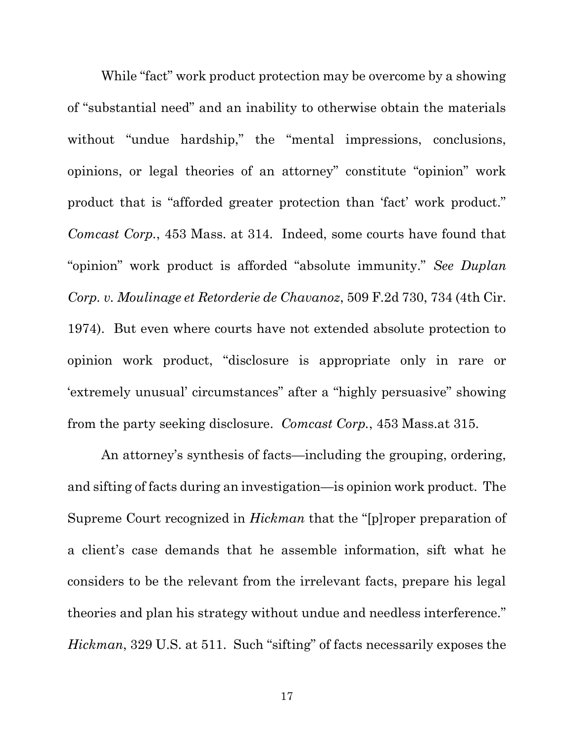While "fact" work product protection may be overcome by a showing of "substantial need" and an inability to otherwise obtain the materials without "undue hardship," the "mental impressions, conclusions, opinions, or legal theories of an attorney" constitute "opinion" work product that is "afforded greater protection than 'fact' work product." *Comcast Corp.*, 453 Mass. at 314. Indeed, some courts have found that "opinion" work product is afforded "absolute immunity." *See Duplan Corp. v. Moulinage et Retorderie de Chavanoz*, 509 F.2d 730, 734 (4th Cir. 1974). But even where courts have not extended absolute protection to opinion work product, "disclosure is appropriate only in rare or 'extremely unusual' circumstances" after a "highly persuasive" showing from the party seeking disclosure. *Comcast Corp.*, 453 Mass.at 315.

An attorney's synthesis of facts—including the grouping, ordering, and sifting of facts during an investigation—is opinion work product. The Supreme Court recognized in *Hickman* that the "[p]roper preparation of a client's case demands that he assemble information, sift what he considers to be the relevant from the irrelevant facts, prepare his legal theories and plan his strategy without undue and needless interference." *Hickman*, 329 U.S. at 511. Such "sifting" of facts necessarily exposes the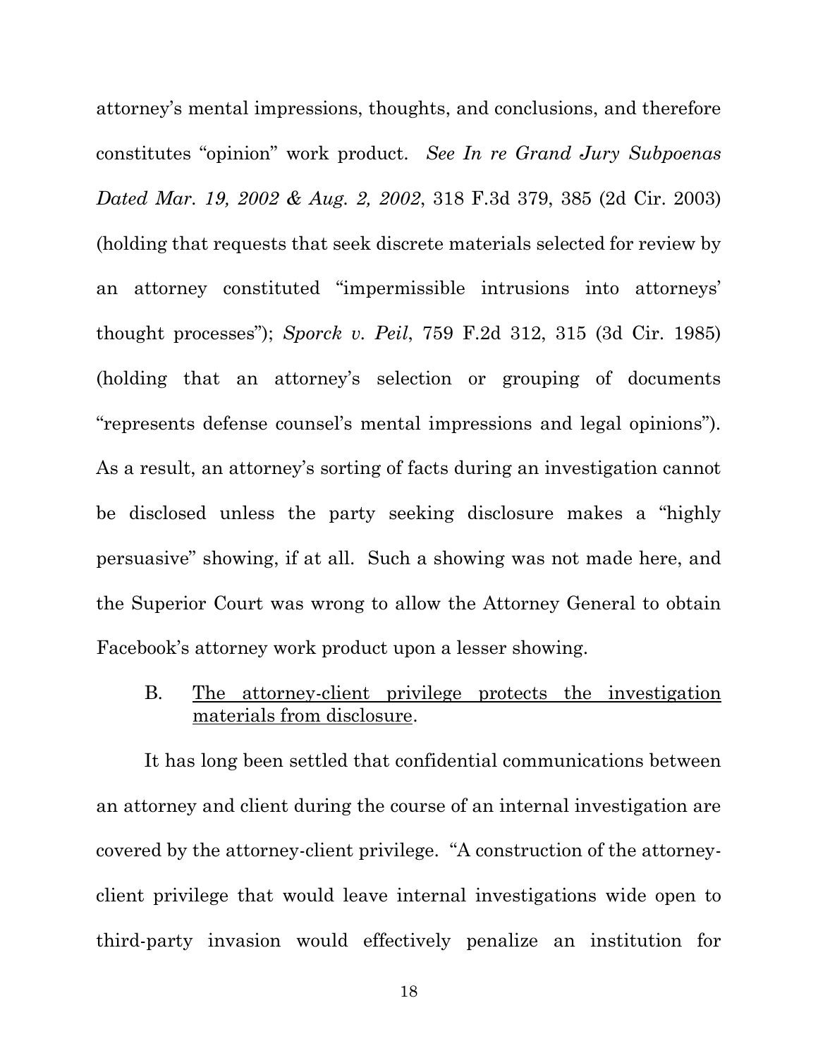attorney's mental impressions, thoughts, and conclusions, and therefore constitutes "opinion" work product. *See In re Grand Jury Subpoenas Dated Mar. 19, 2002 & Aug. 2, 2002*, 318 F.3d 379, 385 (2d Cir. 2003) (holding that requests that seek discrete materials selected for review by an attorney constituted "impermissible intrusions into attorneys' thought processes"); *Sporck v. Peil*, 759 F.2d 312, 315 (3d Cir. 1985) (holding that an attorney's selection or grouping of documents "represents defense counsel's mental impressions and legal opinions"). As a result, an attorney's sorting of facts during an investigation cannot be disclosed unless the party seeking disclosure makes a "highly persuasive" showing, if at all. Such a showing was not made here, and the Superior Court was wrong to allow the Attorney General to obtain Facebook's attorney work product upon a lesser showing.

### B. <u>The attorney-client privilege protects the investigation materials from disclosure</u>.

It has long been settled that confidential communications between an attorney and client during the course of an internal investigation are covered by the attorney-client privilege. "A construction of the attorney-client privilege that would leave internal investigations wide open to third-party invasion would effectively penalize an institution for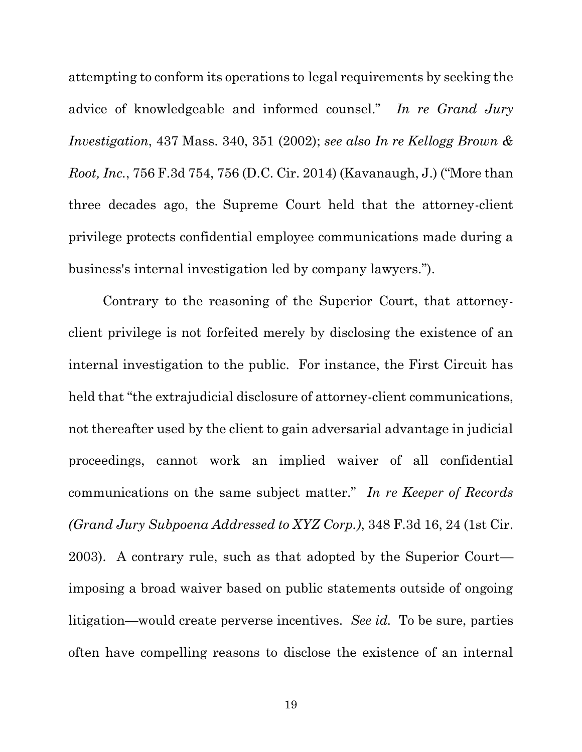attempting to conform its operations to legal requirements by seeking the advice of knowledgeable and informed counsel." *In re Grand Jury Investigation*, 437 Mass. 340, 351 (2002); *see also In re Kellogg Brown & Root, Inc.*, 756 F.3d 754, 756 (D.C. Cir. 2014) (Kavanaugh, J.) ("More than three decades ago, the Supreme Court held that the attorney-client privilege protects confidential employee communications made during a business's internal investigation led by company lawyers.").

Contrary to the reasoning of the Superior Court, that attorney-client privilege is not forfeited merely by disclosing the existence of an internal investigation to the public. For instance, the First Circuit has held that "the extrajudicial disclosure of attorney-client communications, not thereafter used by the client to gain adversarial advantage in judicial proceedings, cannot work an implied waiver of all confidential communications on the same subject matter." *In re Keeper of Records (Grand Jury Subpoena Addressed to XYZ Corp.)*, 348 F.3d 16, 24 (1st Cir. 2003). A contrary rule, such as that adopted by the Superior Court—imposing a broad waiver based on public statements outside of ongoing litigation—would create perverse incentives. *See id.* To be sure, parties often have compelling reasons to disclose the existence of an internal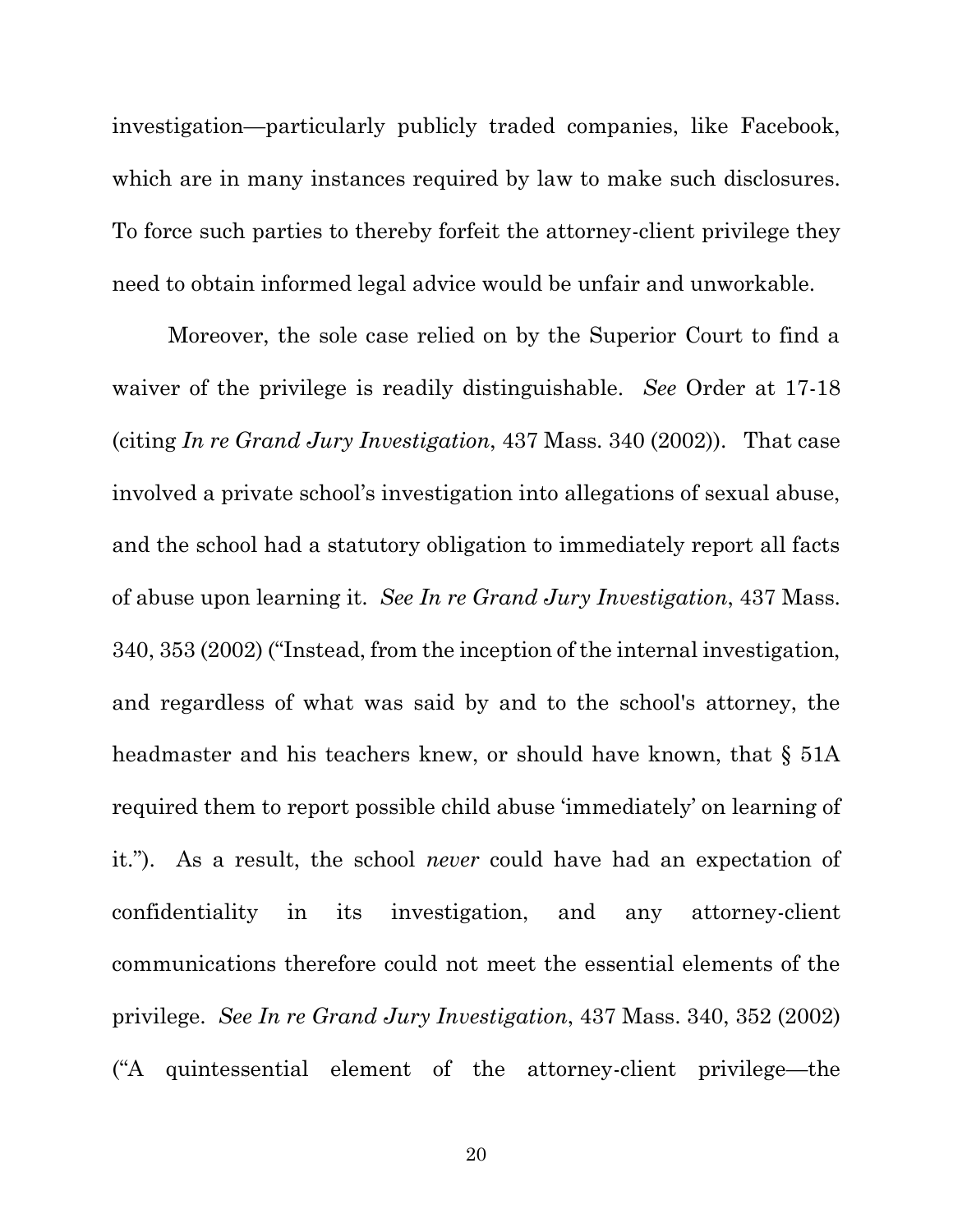investigation—particularly publicly traded companies, like Facebook, which are in many instances required by law to make such disclosures. To force such parties to thereby forfeit the attorney-client privilege they need to obtain informed legal advice would be unfair and unworkable.

Moreover, the sole case relied on by the Superior Court to find a waiver of the privilege is readily distinguishable. *See* Order at 17-18 (citing *In re Grand Jury Investigation*, 437 Mass. 340 (2002)). That case involved a private school's investigation into allegations of sexual abuse, and the school had a statutory obligation to immediately report all facts of abuse upon learning it. *See In re Grand Jury Investigation*, 437 Mass. 340, 353 (2002) ("Instead, from the inception of the internal investigation, and regardless of what was said by and to the school's attorney, the headmaster and his teachers knew, or should have known, that § 51A required them to report possible child abuse 'immediately' on learning of it."). As a result, the school *never* could have had an expectation of confidentiality in its investigation, and any attorney-client communications therefore could not meet the essential elements of the privilege. *See In re Grand Jury Investigation*, 437 Mass. 340, 352 (2002) ("A quintessential element of the attorney-client privilege—the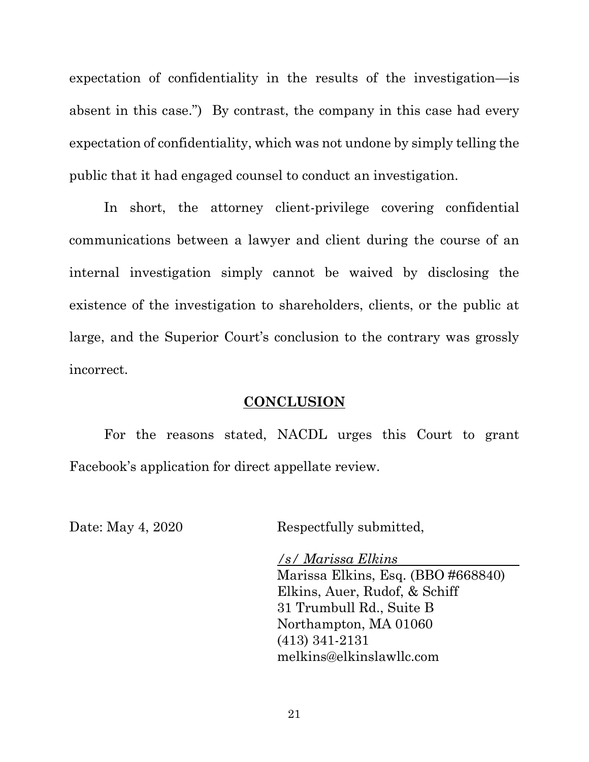expectation of confidentiality in the results of the investigation—is absent in this case.") By contrast, the company in this case had every expectation of confidentiality, which was not undone by simply telling the public that it had engaged counsel to conduct an investigation.

In short, the attorney client-privilege covering confidential communications between a lawyer and client during the course of an internal investigation simply cannot be waived by disclosing the existence of the investigation to shareholders, clients, or the public at large, and the Superior Court's conclusion to the contrary was grossly incorrect.

## CONCLUSION

For the reasons stated, NACDL urges this Court to grant Facebook's application for direct appellate review.

Date: May 4, 2020

Respectfully submitted,

*/s/ Marissa Elkins*
Marissa Elkins, Esq. (BBO #668840)
Elkins, Auer, Rudof, & Schiff
31 Trumbull Rd., Suite B
Northampton, MA 01060
(413) 341-2131
melkins@elkinslawllc.com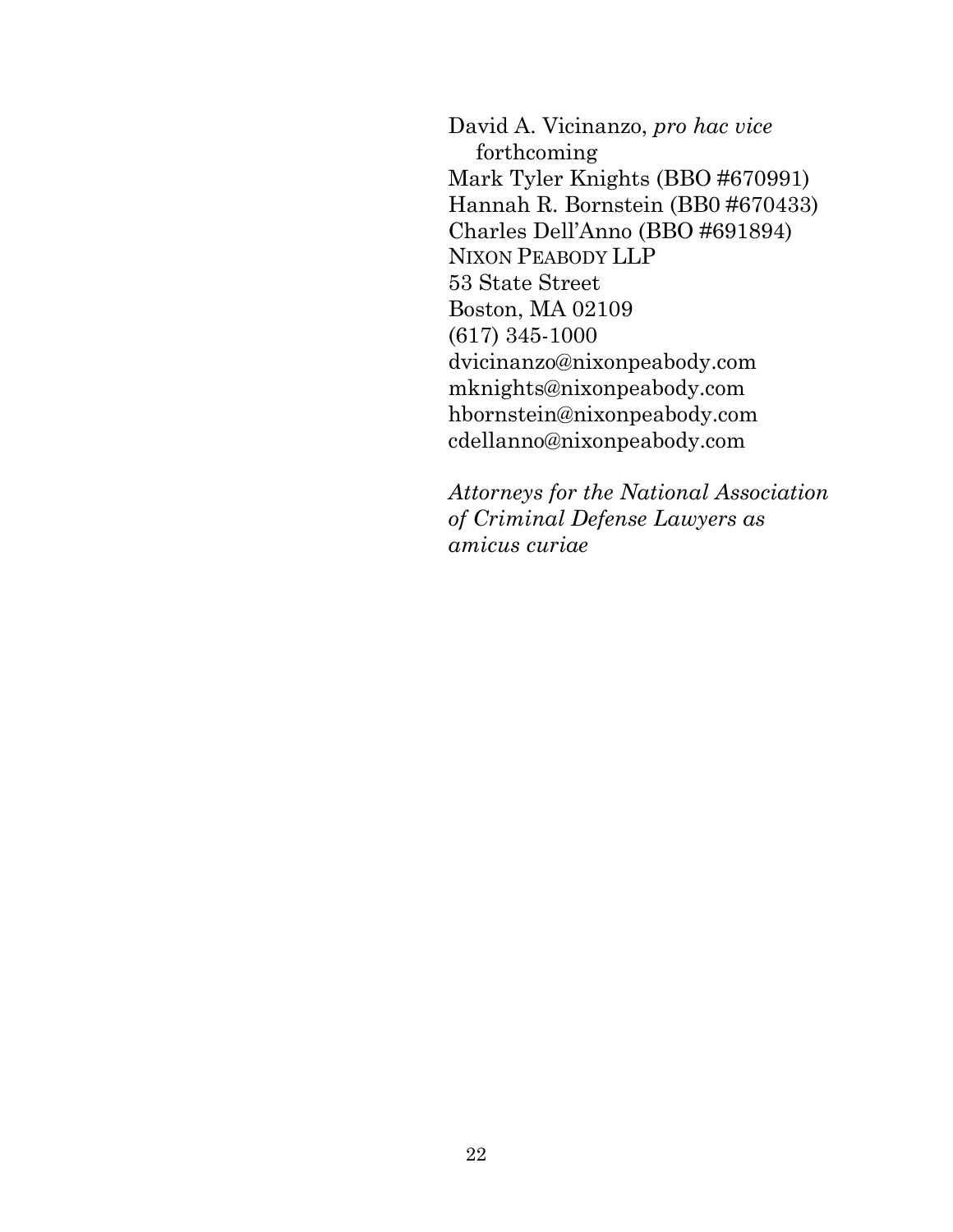David A. Vicinanzo, *pro hac vice* forthcoming
Mark Tyler Knights (BBO #670991)
Hannah R. Bornstein (BB0 #670433)
Charles Dell'Anno (BBO #691894)
NIXON PEABODY LLP
53 State Street
Boston, MA 02109
(617) 345-1000
dvicinanzo@nixonpeabody.com
mknights@nixonpeabody.com
hbornstein@nixonpeabody.com
cdellanno@nixonpeabody.com

*Attorneys for the National Association of Criminal Defense Lawyers as amicus curiae*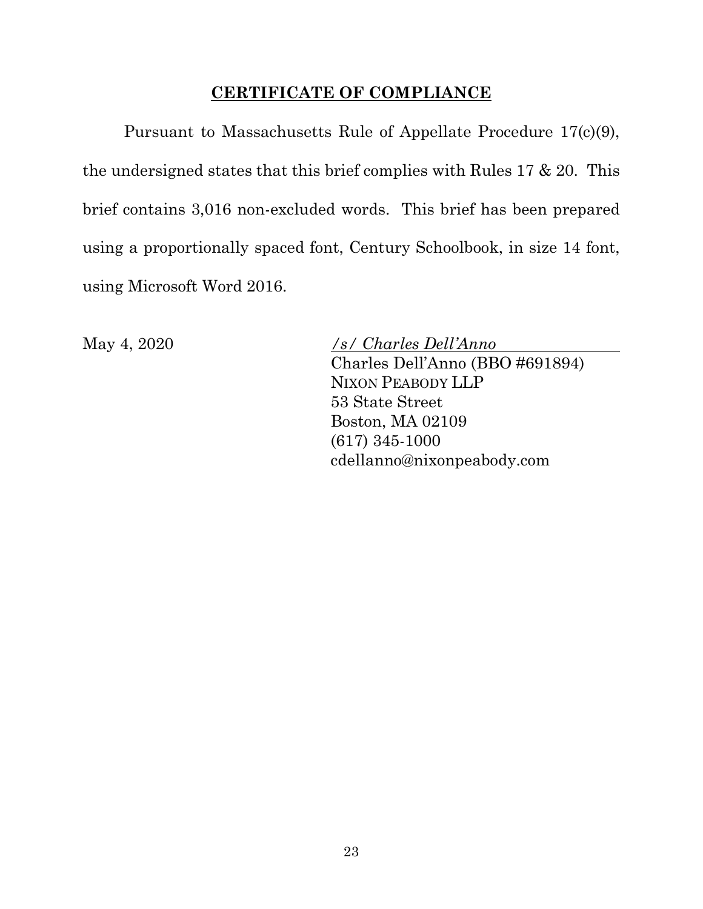## **CERTIFICATE OF COMPLIANCE**

Pursuant to Massachusetts Rule of Appellate Procedure 17(c)(9), the undersigned states that this brief complies with Rules 17 & 20. This brief contains 3,016 non-excluded words. This brief has been prepared using a proportionally spaced font, Century Schoolbook, in size 14 font, using Microsoft Word 2016.

May 4, 2020

*/s/ Charles Dell'Anno*
Charles Dell'Anno (BBO #691894)
NIXON PEABODY LLP
53 State Street
Boston, MA 02109
(617) 345-1000
cdellanno@nixonpeabody.com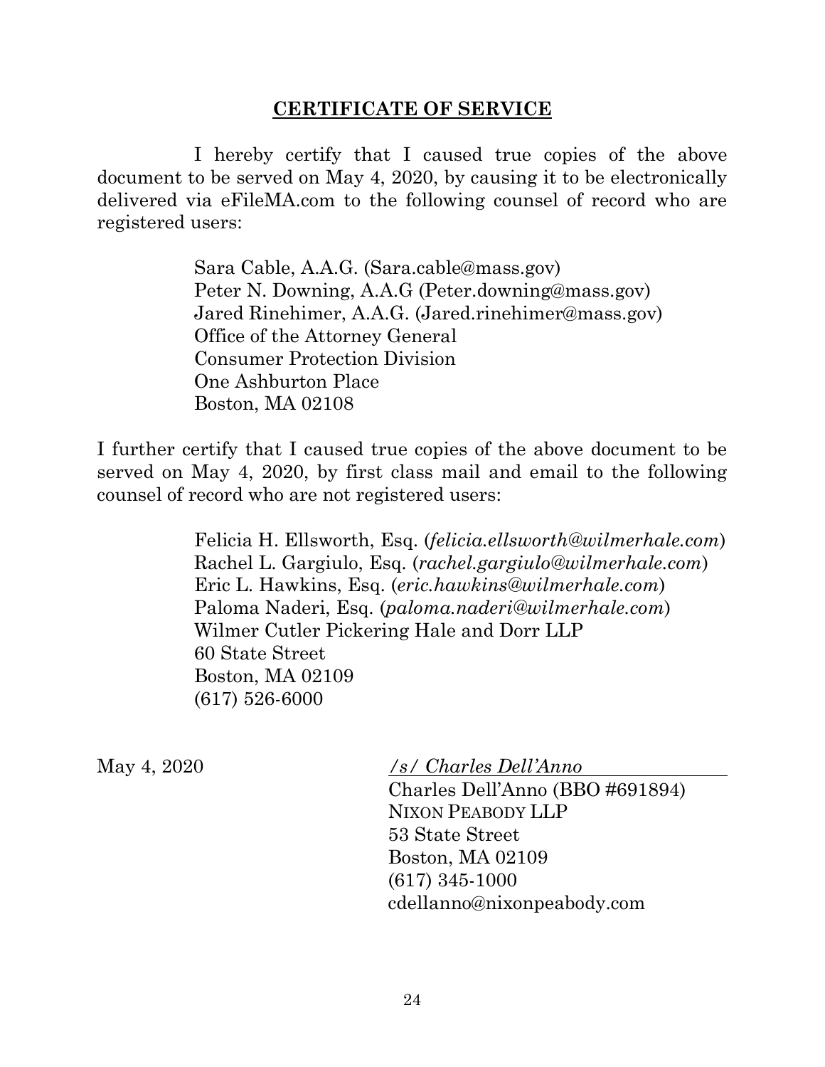## **CERTIFICATE OF SERVICE**

I hereby certify that I caused true copies of the above document to be served on May 4, 2020, by causing it to be electronically delivered via eFileMA.com to the following counsel of record who are registered users:

> Sara Cable, A.A.G. (Sara.cable@mass.gov)
> Peter N. Downing, A.A.G (Peter.downing@mass.gov)
> Jared Rinehimer, A.A.G. (Jared.rinehimer@mass.gov)
> Office of the Attorney General
> Consumer Protection Division
> One Ashburton Place
> Boston, MA 02108

I further certify that I caused true copies of the above document to be served on May 4, 2020, by first class mail and email to the following counsel of record who are not registered users:

> Felicia H. Ellsworth, Esq. (*felicia.ellsworth@wilmerhale.com*)
> Rachel L. Gargiulo, Esq. (*rachel.gargiulo@wilmerhale.com*)
> Eric L. Hawkins, Esq. (*eric.hawkins@wilmerhale.com*)
> Paloma Naderi, Esq. (*paloma.naderi@wilmerhale.com*)
> Wilmer Cutler Pickering Hale and Dorr LLP
> 60 State Street
> Boston, MA 02109
> (617) 526-6000

May 4, 2020

*/s/ Charles Dell'Anno*
Charles Dell'Anno (BBO #691894)
NIXON PEABODY LLP
53 State Street
Boston, MA 02109
(617) 345-1000
cdellanno@nixonpeabody.com